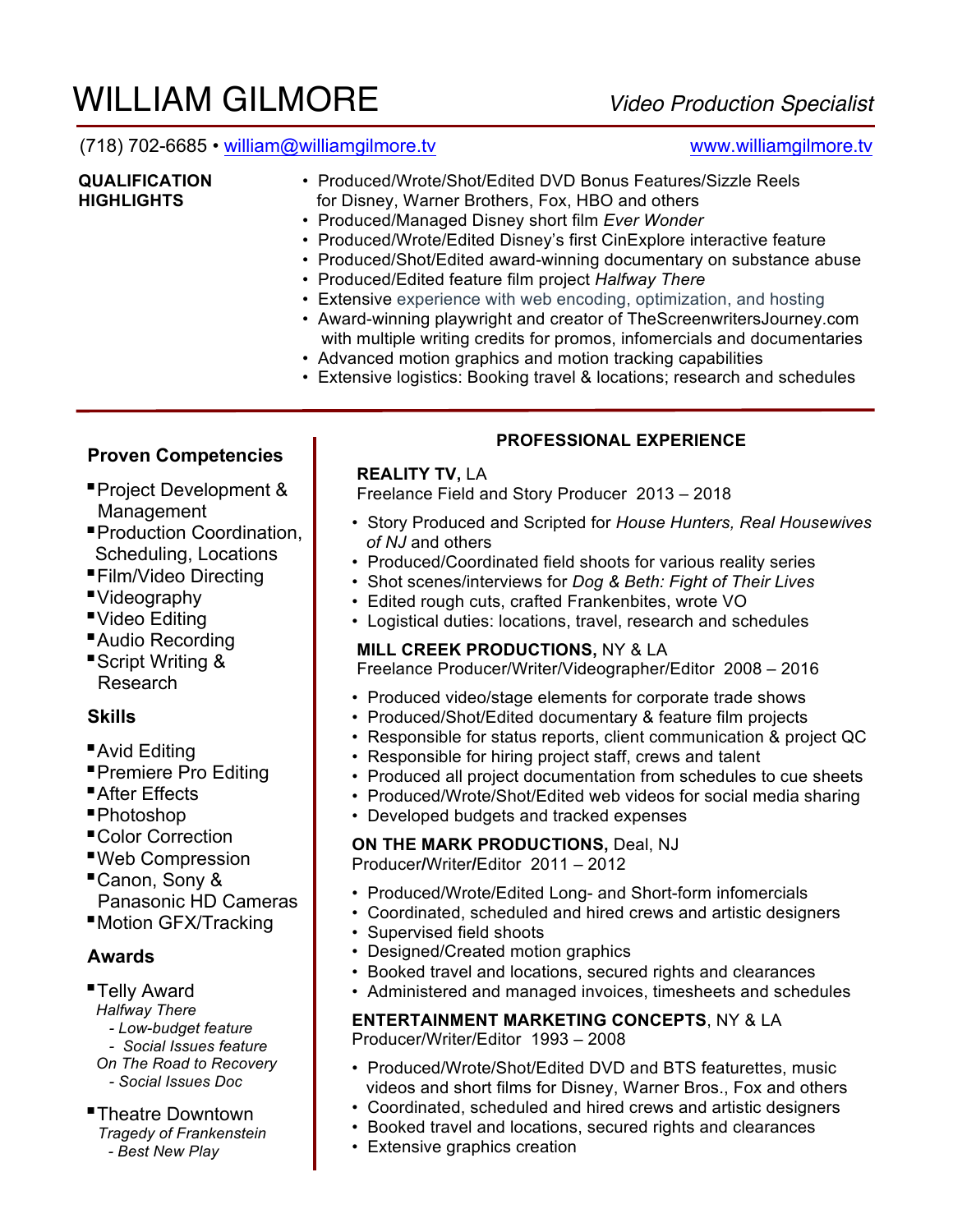# WILLIAM GILMORE

*Video Production Specialist*

(718) 702-6685 • william@williamgilmore.tv    www.williamgilmore.tv

**QUALIFICATION HIGHLIGHTS**

- Produced/Wrote/Shot/Edited DVD Bonus Features/Sizzle Reels for Disney, Warner Brothers, Fox, HBO and others
- Produced/Managed Disney short film *Ever Wonder*
- Produced/Wrote/Edited Disney's first CinExplore interactive feature
- Produced/Shot/Edited award-winning documentary on substance abuse
- Produced/Edited feature film project *Halfway There*
- Extensive experience with web encoding, optimization, and hosting
- Award-winning playwright and creator of TheScreenwritersJourney.com with multiple writing credits for promos, infomercials and documentaries
- Advanced motion graphics and motion tracking capabilities
- Extensive logistics: Booking travel & locations; research and schedules

## Proven Competencies

- Project Development & Management
- Production Coordination, Scheduling, Locations
- Film/Video Directing
- Videography
- Video Editing
- Audio Recording
- Script Writing & Research

## Skills

- Avid Editing
- Premiere Pro Editing
- After Effects
- Photoshop
- Color Correction
- Web Compression
- Canon, Sony & Panasonic HD Cameras
- Motion GFX/Tracking

## Awards

- Telly Award
  *Halfway There*
  *- Low-budget feature*
  *- Social Issues feature*
  *On The Road to Recovery*
  *- Social Issues Doc*
- Theatre Downtown
  *Tragedy of Frankenstein*
  *- Best New Play*

## PROFESSIONAL EXPERIENCE

**REALITY TV,** LA
Freelance Field and Story Producer 2013 – 2018

- Story Produced and Scripted for *House Hunters, Real Housewives of NJ* and others
- Produced/Coordinated field shoots for various reality series
- Shot scenes/interviews for *Dog & Beth: Fight of Their Lives*
- Edited rough cuts, crafted Frankenbites, wrote VO
- Logistical duties: locations, travel, research and schedules

**MILL CREEK PRODUCTIONS,** NY & LA
Freelance Producer/Writer/Videographer/Editor 2008 – 2016

- Produced video/stage elements for corporate trade shows
- Produced/Shot/Edited documentary & feature film projects
- Responsible for status reports, client communication & project QC
- Responsible for hiring project staff, crews and talent
- Produced all project documentation from schedules to cue sheets
- Produced/Wrote/Shot/Edited web videos for social media sharing
- Developed budgets and tracked expenses

**ON THE MARK PRODUCTIONS,** Deal, NJ
Producer/Writer/Editor 2011 – 2012

- Produced/Wrote/Edited Long- and Short-form infomercials
- Coordinated, scheduled and hired crews and artistic designers
- Supervised field shoots
- Designed/Created motion graphics
- Booked travel and locations, secured rights and clearances
- Administered and managed invoices, timesheets and schedules

**ENTERTAINMENT MARKETING CONCEPTS**, NY & LA
Producer/Writer/Editor 1993 – 2008

- Produced/Wrote/Shot/Edited DVD and BTS featurettes, music videos and short films for Disney, Warner Bros., Fox and others
- Coordinated, scheduled and hired crews and artistic designers
- Booked travel and locations, secured rights and clearances
- Extensive graphics creation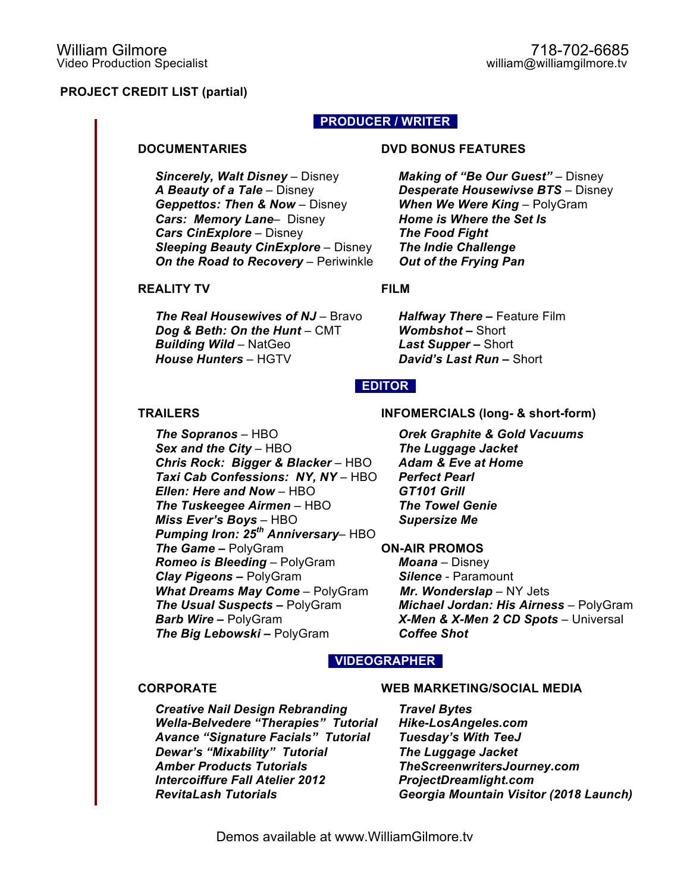William Gilmore
Video Production Specialist

718-702-6685
william@williamgilmore.tv

**PROJECT CREDIT LIST (partial)**

## PRODUCER / WRITER

### DOCUMENTARIES

***Sincerely, Walt Disney*** – Disney
***A Beauty of a Tale*** – Disney
***Geppettos: Then & Now*** – Disney
***Cars: Memory Lane***– Disney
***Cars CinExplore*** – Disney
***Sleeping Beauty CinExplore*** – Disney
***On the Road to Recovery*** – Periwinkle

### DVD BONUS FEATURES

***Making of "Be Our Guest"*** – Disney
***Desperate Housewivse BTS*** – Disney
***When We Were King*** – PolyGram
***Home is Where the Set Is***
***The Food Fight***
***The Indie Challenge***
***Out of the Frying Pan***

### REALITY TV

***The Real Housewives of NJ*** – Bravo
***Dog & Beth: On the Hunt*** – CMT
***Building Wild*** – NatGeo
***House Hunters*** – HGTV

### FILM

***Halfway There –*** Feature Film
***Wombshot –*** Short
***Last Supper –*** Short
***David's Last Run –*** Short

## EDITOR

### TRAILERS

***The Sopranos*** – HBO
***Sex and the City*** – HBO
***Chris Rock: Bigger & Blacker*** – HBO
***Taxi Cab Confessions: NY, NY*** – HBO
***Ellen: Here and Now*** – HBO
***The Tuskeegee Airmen*** – HBO
***Miss Ever's Boys*** – HBO
***Pumping Iron: 25th Anniversary***– HBO
***The Game –*** PolyGram
***Romeo is Bleeding*** – PolyGram
***Clay Pigeons –*** PolyGram
***What Dreams May Come*** – PolyGram
***The Usual Suspects –*** PolyGram
***Barb Wire –*** PolyGram
***The Big Lebowski –*** PolyGram

### INFOMERCIALS (long- & short-form)

***Orek Graphite & Gold Vacuums***
***The Luggage Jacket***
***Adam & Eve at Home***
***Perfect Pearl***
***GT101 Grill***
***The Towel Genie***
***Supersize Me***

### ON-AIR PROMOS

***Moana*** – Disney
***Silence*** - Paramount
***Mr. Wonderslap*** – NY Jets
***Michael Jordan: His Airness*** – PolyGram
***X-Men & X-Men 2 CD Spots*** – Universal
***Coffee Shot***

## VIDEOGRAPHER

### CORPORATE

***Creative Nail Design Rebranding***
***Wella-Belvedere "Therapies" Tutorial***
***Avance "Signature Facials" Tutorial***
***Dewar's "Mixability" Tutorial***
***Amber Products Tutorials***
***Intercoiffure Fall Atelier 2012***
***RevitaLash Tutorials***

### WEB MARKETING/SOCIAL MEDIA

***Travel Bytes***
***Hike-LosAngeles.com***
***Tuesday's With TeeJ***
***The Luggage Jacket***
***TheScreenwritersJourney.com***
***ProjectDreamlight.com***
***Georgia Mountain Visitor (2018 Launch)***

Demos available at www.WilliamGilmore.tv